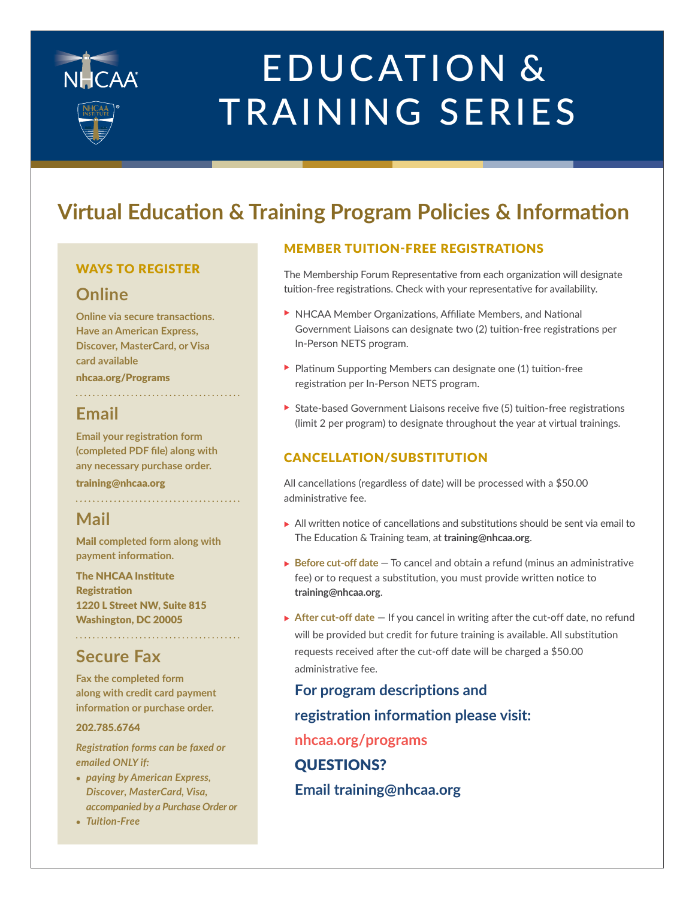# EDUCATION & TRAINING SERIES

## Virtual Education & Training Program Policies & Information

### WAYS TO REGISTER

#### Online

**Online via secure transactions. Have an American Express, Discover, MasterCard, or Visa card available**

**nhcaa.org/Programs**

#### Email

**Email your registration form (completed PDF file) along with any necessary purchase order.**

**training@nhcaa.org**

#### Mail

**Mail completed form along with payment information.**

**The NHCAA Institute**
**Registration**
**1220 L Street NW, Suite 815**
**Washington, DC 20005**

#### Secure Fax

**Fax the completed form along with credit card payment information or purchase order.**

**202.785.6764**

***Registration forms can be faxed or emailed ONLY if:***

- ***paying by American Express, Discover, MasterCard, Visa, accompanied by a Purchase Order or***
- ***Tuition-Free***

### MEMBER TUITION-FREE REGISTRATIONS

The Membership Forum Representative from each organization will designate tuition-free registrations. Check with your representative for availability.

- NHCAA Member Organizations, Affiliate Members, and National Government Liaisons can designate two (2) tuition-free registrations per In-Person NETS program.
- Platinum Supporting Members can designate one (1) tuition-free registration per In-Person NETS program.
- State-based Government Liaisons receive five (5) tuition-free registrations (limit 2 per program) to designate throughout the year at virtual trainings.

### CANCELLATION/SUBSTITUTION

All cancellations (regardless of date) will be processed with a $50.00 administrative fee.

- All written notice of cancellations and substitutions should be sent via email to The Education & Training team, at **training@nhcaa.org**.
- **Before cut-off date** — To cancel and obtain a refund (minus an administrative fee) or to request a substitution, you must provide written notice to **training@nhcaa.org**.
- **After cut-off date** — If you cancel in writing after the cut-off date, no refund will be provided but credit for future training is available. All substitution requests received after the cut-off date will be charged a $50.00 administrative fee.

**For program descriptions and registration information please visit:**

**nhcaa.org/programs**

**QUESTIONS?**

**Email training@nhcaa.org**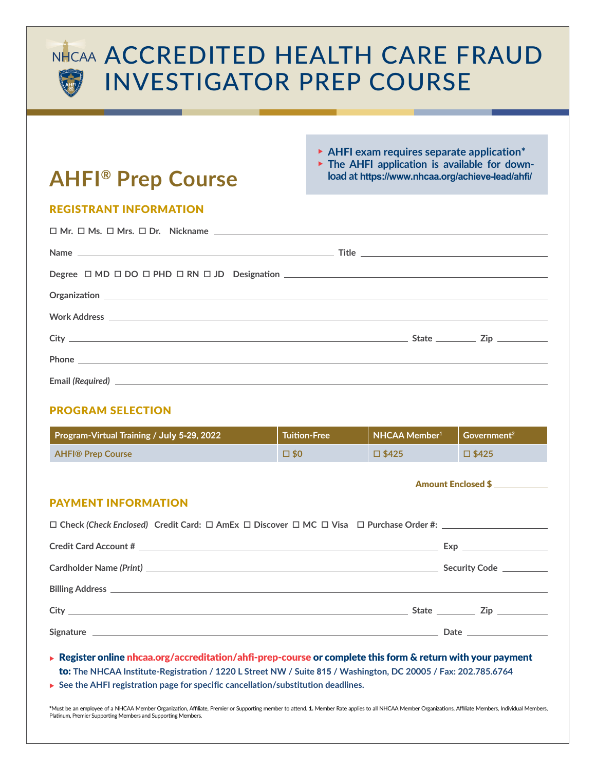# ACCREDITED HEALTH CARE FRAUD INVESTIGATOR PREP COURSE

## AHFI® Prep Course

- AHFI exam requires separate application*
- The AHFI application is available for download at https://www.nhcaa.org/achieve-lead/ahfi/

### REGISTRANT INFORMATION

☐ Mr. ☐ Ms. ☐ Mrs. ☐ Dr. Nickname

Name Title

Degree ☐ MD ☐ DO ☐ PHD ☐ RN ☐ JD Designation

Organization

Work Address

City State Zip

Phone

Email *(Required)*

### PROGRAM SELECTION

| Program-Virtual Training / July 5-29, 2022 | Tuition-Free | NHCAA Member[1] | Government[2] |
|---|---|---|---|
| AHFI® Prep Course | ☐ $0 | ☐ $425 | ☐ $425 |

Amount Enclosed $

### PAYMENT INFORMATION

☐ Check *(Check Enclosed)* Credit Card: ☐ AmEx ☐ Discover ☐ MC ☐ Visa ☐ Purchase Order #:

Credit Card Account # Exp

Cardholder Name *(Print)* Security Code

Billing Address

City State Zip

Signature Date

- **Register online nhcaa.org/accreditation/ahfi-prep-course or complete this form & return with your payment to:** The NHCAA Institute-Registration / 1220 L Street NW / Suite 815 / Washington, DC 20005 / Fax: 202.785.6764
- **See the AHFI registration page for specific cancellation/substitution deadlines.**

*Must be an employee of a NHCAA Member Organization, Affiliate, Premier or Supporting member to attend. **1.** Member Rate applies to all NHCAA Member Organizations, Affiliate Members, Individual Members, Platinum, Premier Supporting Members and Supporting Members.